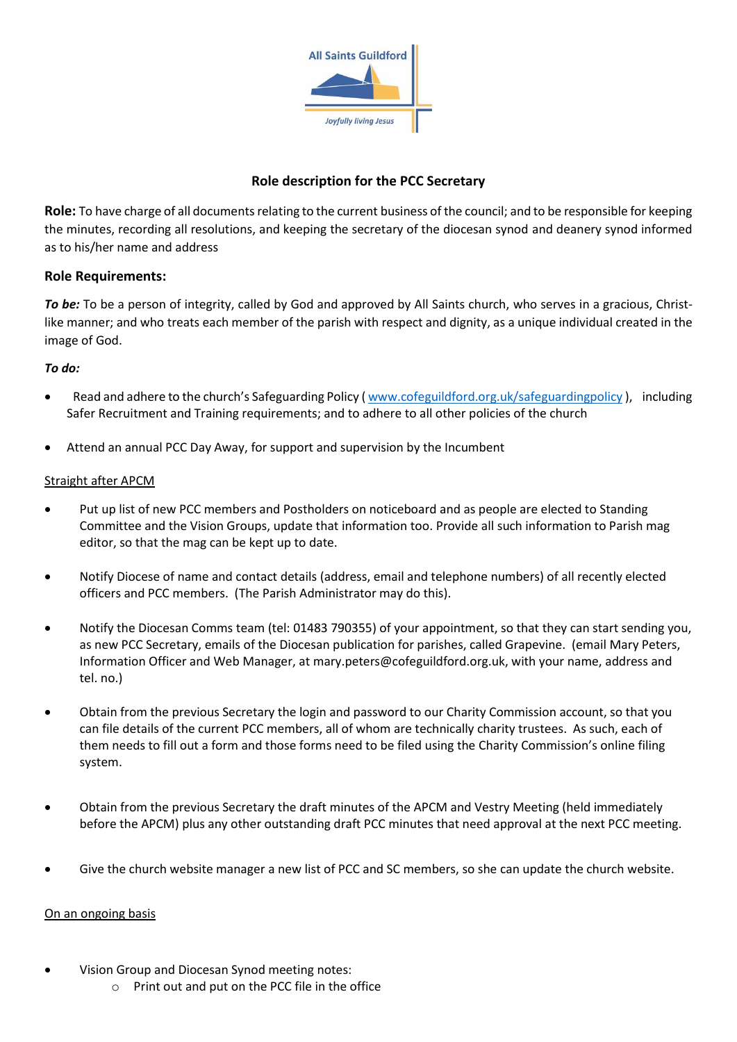All Saints Guildford

*Joyfully living Jesus*

## Role description for the PCC Secretary

**Role:** To have charge of all documents relating to the current business of the council; and to be responsible for keeping the minutes, recording all resolutions, and keeping the secretary of the diocesan synod and deanery synod informed as to his/her name and address

### Role Requirements:

***To be:*** To be a person of integrity, called by God and approved by All Saints church, who serves in a gracious, Christ-like manner; and who treats each member of the parish with respect and dignity, as a unique individual created in the image of God.

***To do:***

- Read and adhere to the church's Safeguarding Policy ( www.cofeguildford.org.uk/safeguardingpolicy ), including Safer Recruitment and Training requirements; and to adhere to all other policies of the church
- Attend an annual PCC Day Away, for support and supervision by the Incumbent

<u>Straight after APCM</u>

- Put up list of new PCC members and Postholders on noticeboard and as people are elected to Standing Committee and the Vision Groups, update that information too. Provide all such information to Parish mag editor, so that the mag can be kept up to date.
- Notify Diocese of name and contact details (address, email and telephone numbers) of all recently elected officers and PCC members. (The Parish Administrator may do this).
- Notify the Diocesan Comms team (tel: 01483 790355) of your appointment, so that they can start sending you, as new PCC Secretary, emails of the Diocesan publication for parishes, called Grapevine. (email Mary Peters, Information Officer and Web Manager, at mary.peters@cofeguildford.org.uk, with your name, address and tel. no.)
- Obtain from the previous Secretary the login and password to our Charity Commission account, so that you can file details of the current PCC members, all of whom are technically charity trustees. As such, each of them needs to fill out a form and those forms need to be filed using the Charity Commission's online filing system.
- Obtain from the previous Secretary the draft minutes of the APCM and Vestry Meeting (held immediately before the APCM) plus any other outstanding draft PCC minutes that need approval at the next PCC meeting.
- Give the church website manager a new list of PCC and SC members, so she can update the church website.

<u>On an ongoing basis</u>

- Vision Group and Diocesan Synod meeting notes:
  - Print out and put on the PCC file in the office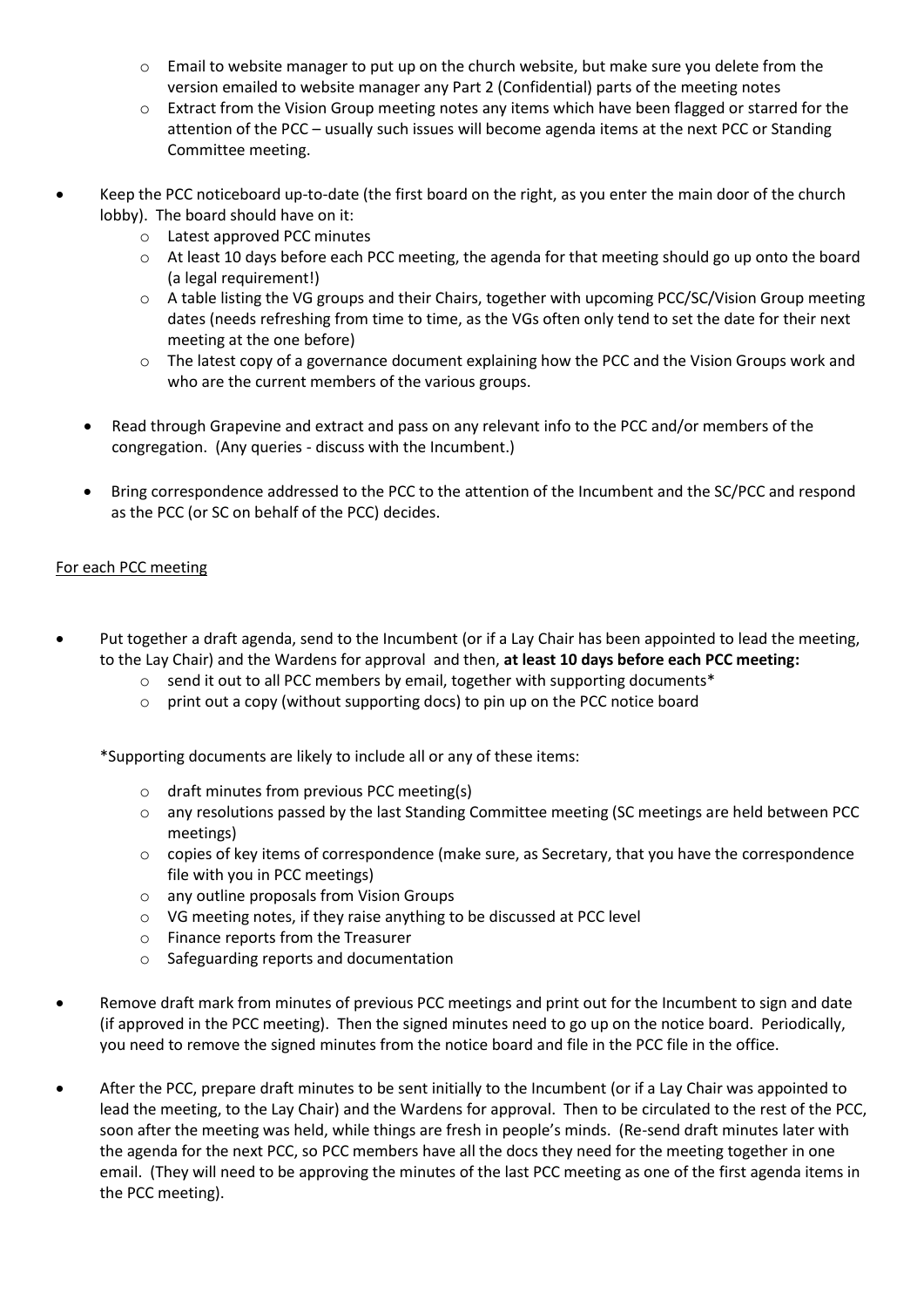- Email to website manager to put up on the church website, but make sure you delete from the version emailed to website manager any Part 2 (Confidential) parts of the meeting notes
  - Extract from the Vision Group meeting notes any items which have been flagged or starred for the attention of the PCC – usually such issues will become agenda items at the next PCC or Standing Committee meeting.

- Keep the PCC noticeboard up-to-date (the first board on the right, as you enter the main door of the church lobby). The board should have on it:
  - Latest approved PCC minutes
  - At least 10 days before each PCC meeting, the agenda for that meeting should go up onto the board (a legal requirement!)
  - A table listing the VG groups and their Chairs, together with upcoming PCC/SC/Vision Group meeting dates (needs refreshing from time to time, as the VGs often only tend to set the date for their next meeting at the one before)
  - The latest copy of a governance document explaining how the PCC and the Vision Groups work and who are the current members of the various groups.

- Read through Grapevine and extract and pass on any relevant info to the PCC and/or members of the congregation. (Any queries - discuss with the Incumbent.)

- Bring correspondence addressed to the PCC to the attention of the Incumbent and the SC/PCC and respond as the PCC (or SC on behalf of the PCC) decides.

<u>For each PCC meeting</u>

- Put together a draft agenda, send to the Incumbent (or if a Lay Chair has been appointed to lead the meeting, to the Lay Chair) and the Wardens for approval and then, **at least 10 days before each PCC meeting:**
  - send it out to all PCC members by email, together with supporting documents*
  - print out a copy (without supporting docs) to pin up on the PCC notice board

  *Supporting documents are likely to include all or any of these items:

  - draft minutes from previous PCC meeting(s)
  - any resolutions passed by the last Standing Committee meeting (SC meetings are held between PCC meetings)
  - copies of key items of correspondence (make sure, as Secretary, that you have the correspondence file with you in PCC meetings)
  - any outline proposals from Vision Groups
  - VG meeting notes, if they raise anything to be discussed at PCC level
  - Finance reports from the Treasurer
  - Safeguarding reports and documentation

- Remove draft mark from minutes of previous PCC meetings and print out for the Incumbent to sign and date (if approved in the PCC meeting). Then the signed minutes need to go up on the notice board. Periodically, you need to remove the signed minutes from the notice board and file in the PCC file in the office.

- After the PCC, prepare draft minutes to be sent initially to the Incumbent (or if a Lay Chair was appointed to lead the meeting, to the Lay Chair) and the Wardens for approval. Then to be circulated to the rest of the PCC, soon after the meeting was held, while things are fresh in people's minds. (Re-send draft minutes later with the agenda for the next PCC, so PCC members have all the docs they need for the meeting together in one email. (They will need to be approving the minutes of the last PCC meeting as one of the first agenda items in the PCC meeting).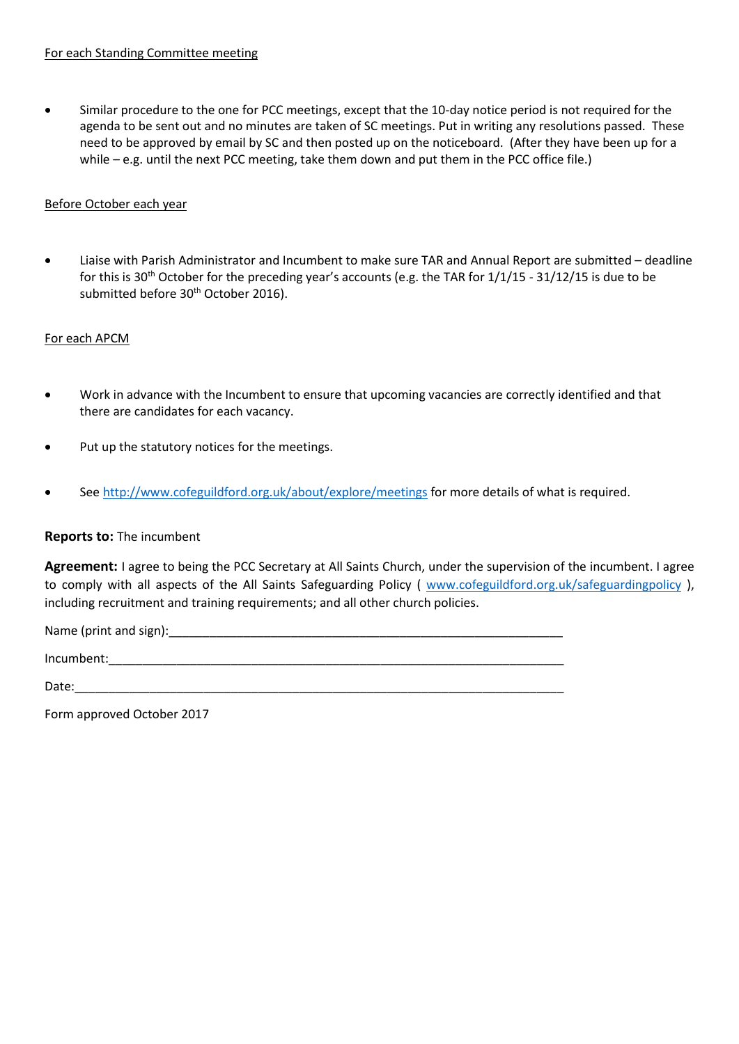For each Standing Committee meeting

- Similar procedure to the one for PCC meetings, except that the 10-day notice period is not required for the agenda to be sent out and no minutes are taken of SC meetings. Put in writing any resolutions passed. These need to be approved by email by SC and then posted up on the noticeboard. (After they have been up for a while – e.g. until the next PCC meeting, take them down and put them in the PCC office file.)

Before October each year

- Liaise with Parish Administrator and Incumbent to make sure TAR and Annual Report are submitted – deadline for this is 30th October for the preceding year's accounts (e.g. the TAR for 1/1/15 - 31/12/15 is due to be submitted before 30th October 2016).

For each APCM

- Work in advance with the Incumbent to ensure that upcoming vacancies are correctly identified and that there are candidates for each vacancy.
- Put up the statutory notices for the meetings.
- See http://www.cofeguildford.org.uk/about/explore/meetings for more details of what is required.

**Reports to:** The incumbent

**Agreement:** I agree to being the PCC Secretary at All Saints Church, under the supervision of the incumbent. I agree to comply with all aspects of the All Saints Safeguarding Policy ( www.cofeguildford.org.uk/safeguardingpolicy ), including recruitment and training requirements; and all other church policies.

Name (print and sign):_____________________________________________________________

Incumbent:___________________________________________________________________

Date:_______________________________________________________________________

Form approved October 2017